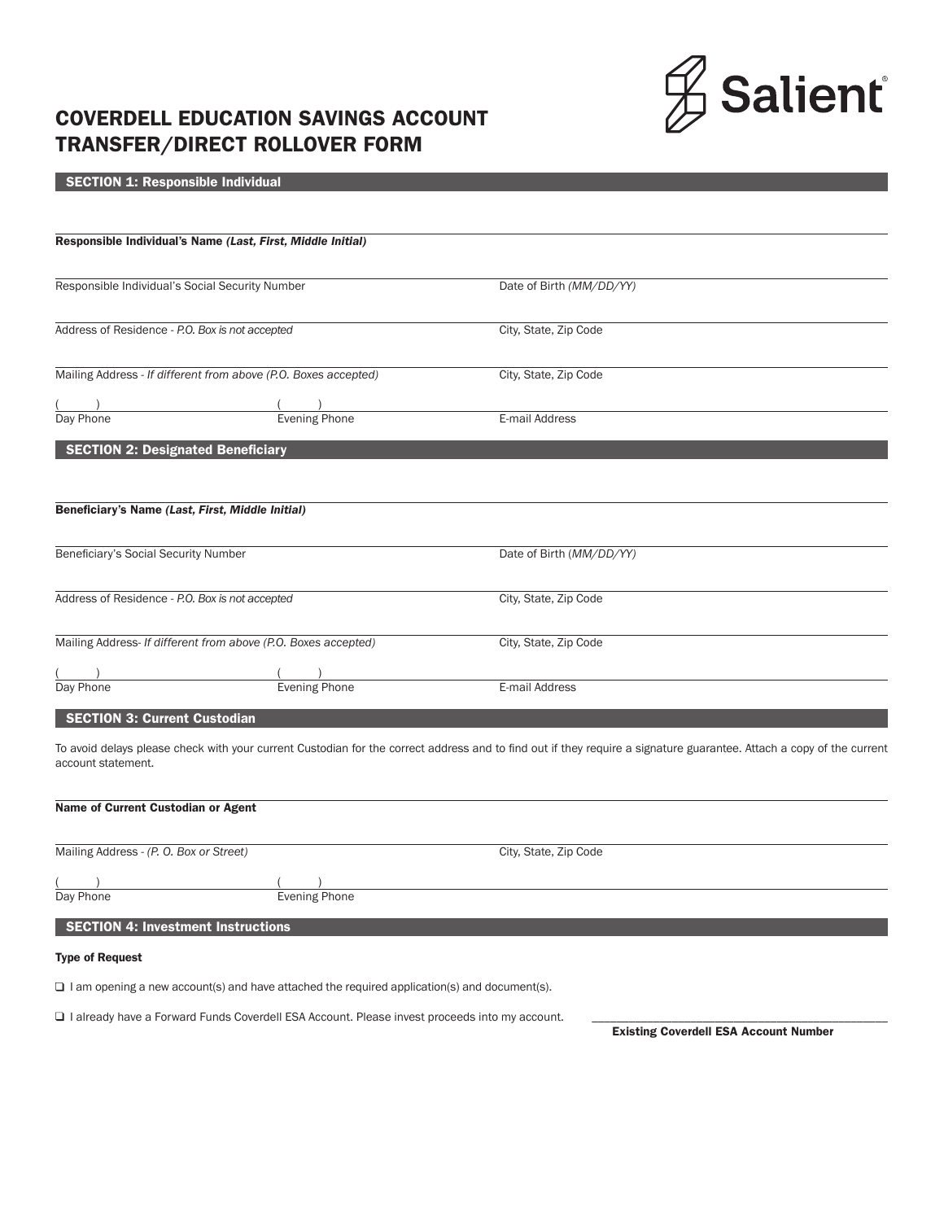# COVERDELL EDUCATION SAVINGS ACCOUNT TRANSFER/DIRECT ROLLOVER FORM

Salient

## SECTION 1: Responsible Individual

**Responsible Individual's Name *(Last, First, Middle Initial)***

Responsible Individual's Social Security Number

Date of Birth *(MM/DD/YY)*

Address of Residence - *P.O. Box is not accepted*

City, State, Zip Code

Mailing Address - *If different from above (P.O. Boxes accepted)*

City, State, Zip Code

( ) Day Phone

( ) Evening Phone

E-mail Address

## SECTION 2: Designated Beneficiary

**Beneficiary's Name *(Last, First, Middle Initial)***

Beneficiary's Social Security Number

Date of Birth (*MM/DD/YY*)

Address of Residence - *P.O. Box is not accepted*

City, State, Zip Code

Mailing Address- *If different from above (P.O. Boxes accepted)*

City, State, Zip Code

( ) Day Phone

( ) Evening Phone

E-mail Address

## SECTION 3: Current Custodian

To avoid delays please check with your current Custodian for the correct address and to find out if they require a signature guarantee. Attach a copy of the current account statement.

**Name of Current Custodian or Agent**

Mailing Address - *(P. O. Box or Street)*

City, State, Zip Code

( ) Day Phone

( ) Evening Phone

## SECTION 4: Investment Instructions

**Type of Request**

❑ I am opening a new account(s) and have attached the required application(s) and document(s).

❑ I already have a Forward Funds Coverdell ESA Account. Please invest proceeds into my account.

________________________________
**Existing Coverdell ESA Account Number**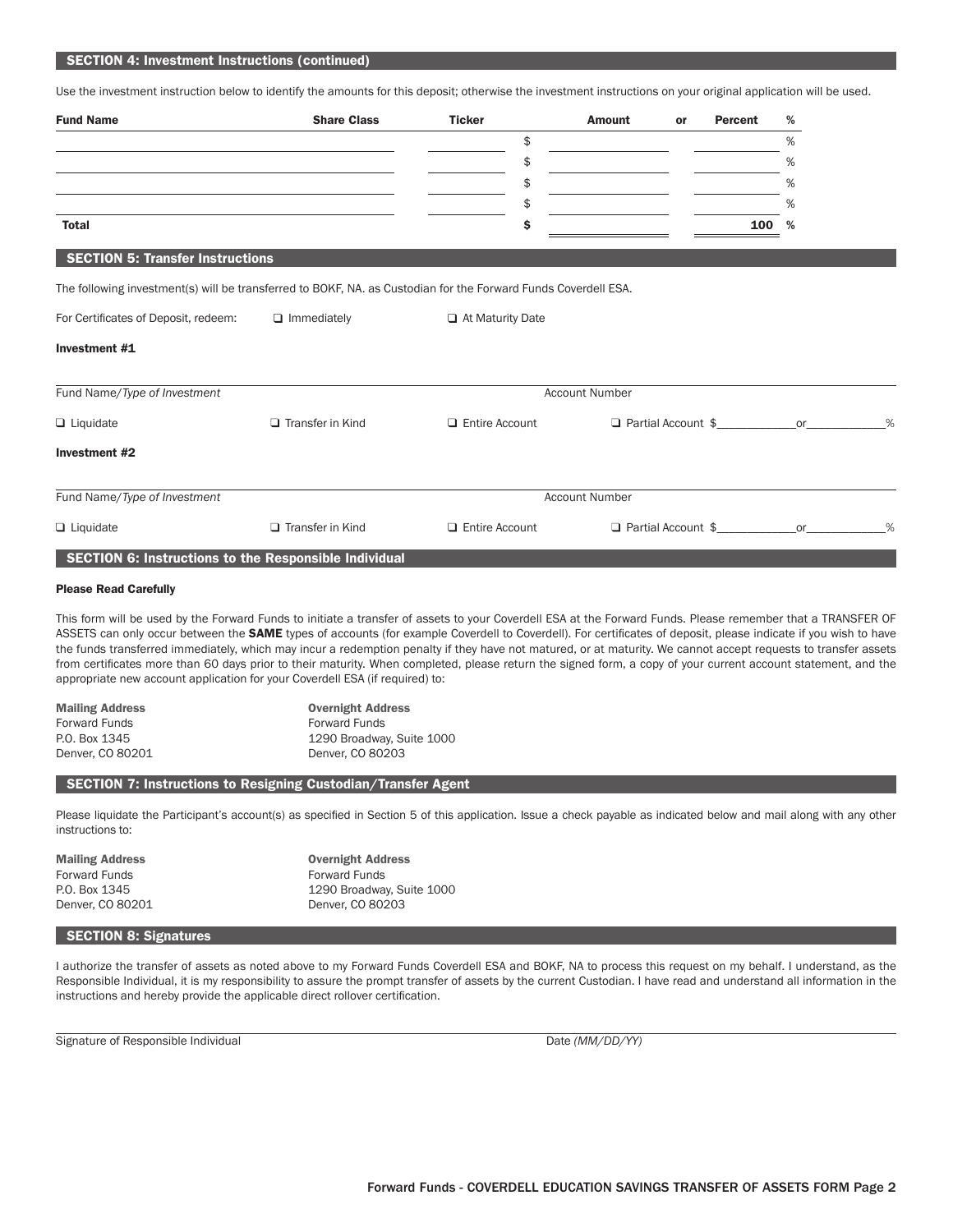## SECTION 4: Investment Instructions (continued)

Use the investment instruction below to identify the amounts for this deposit; otherwise the investment instructions on your original application will be used.

| Fund Name | Share Class | Ticker | Amount | or | Percent % |
|---|---|---|---|---|---|
| | | | $ | | % |
| | | | $ | | % |
| | | | $ | | % |
| | | | $ | | % |
| **Total** | | | **$** | | **100 %** |

## SECTION 5: Transfer Instructions

The following investment(s) will be transferred to BOKF, NA. as Custodian for the Forward Funds Coverdell ESA.

For Certificates of Deposit, redeem: ❑ Immediately ❑ At Maturity Date

**Investment #1**

Fund Name/*Type of Investment* Account Number

❑ Liquidate ❑ Transfer in Kind ❑ Entire Account ❑ Partial Account $____________or____________%

**Investment #2**

Fund Name/*Type of Investment* Account Number

❑ Liquidate ❑ Transfer in Kind ❑ Entire Account ❑ Partial Account $____________or____________%

## SECTION 6: Instructions to the Responsible Individual

**Please Read Carefully**

This form will be used by the Forward Funds to initiate a transfer of assets to your Coverdell ESA at the Forward Funds. Please remember that a TRANSFER OF ASSETS can only occur between the **SAME** types of accounts (for example Coverdell to Coverdell). For certificates of deposit, please indicate if you wish to have the funds transferred immediately, which may incur a redemption penalty if they have not matured, or at maturity. We cannot accept requests to transfer assets from certificates more than 60 days prior to their maturity. When completed, please return the signed form, a copy of your current account statement, and the appropriate new account application for your Coverdell ESA (if required) to:

**Mailing Address**
Forward Funds
P.O. Box 1345
Denver, CO 80201

**Overnight Address**
Forward Funds
1290 Broadway, Suite 1000
Denver, CO 80203

## SECTION 7: Instructions to Resigning Custodian/Transfer Agent

Please liquidate the Participant's account(s) as specified in Section 5 of this application. Issue a check payable as indicated below and mail along with any other instructions to:

**Mailing Address**
Forward Funds
P.O. Box 1345
Denver, CO 80201

**Overnight Address**
Forward Funds
1290 Broadway, Suite 1000
Denver, CO 80203

## SECTION 8: Signatures

I authorize the transfer of assets as noted above to my Forward Funds Coverdell ESA and BOKF, NA to process this request on my behalf. I understand, as the Responsible Individual, it is my responsibility to assure the prompt transfer of assets by the current Custodian. I have read and understand all information in the instructions and hereby provide the applicable direct rollover certification.

Signature of Responsible Individual Date *(MM/DD/YY)*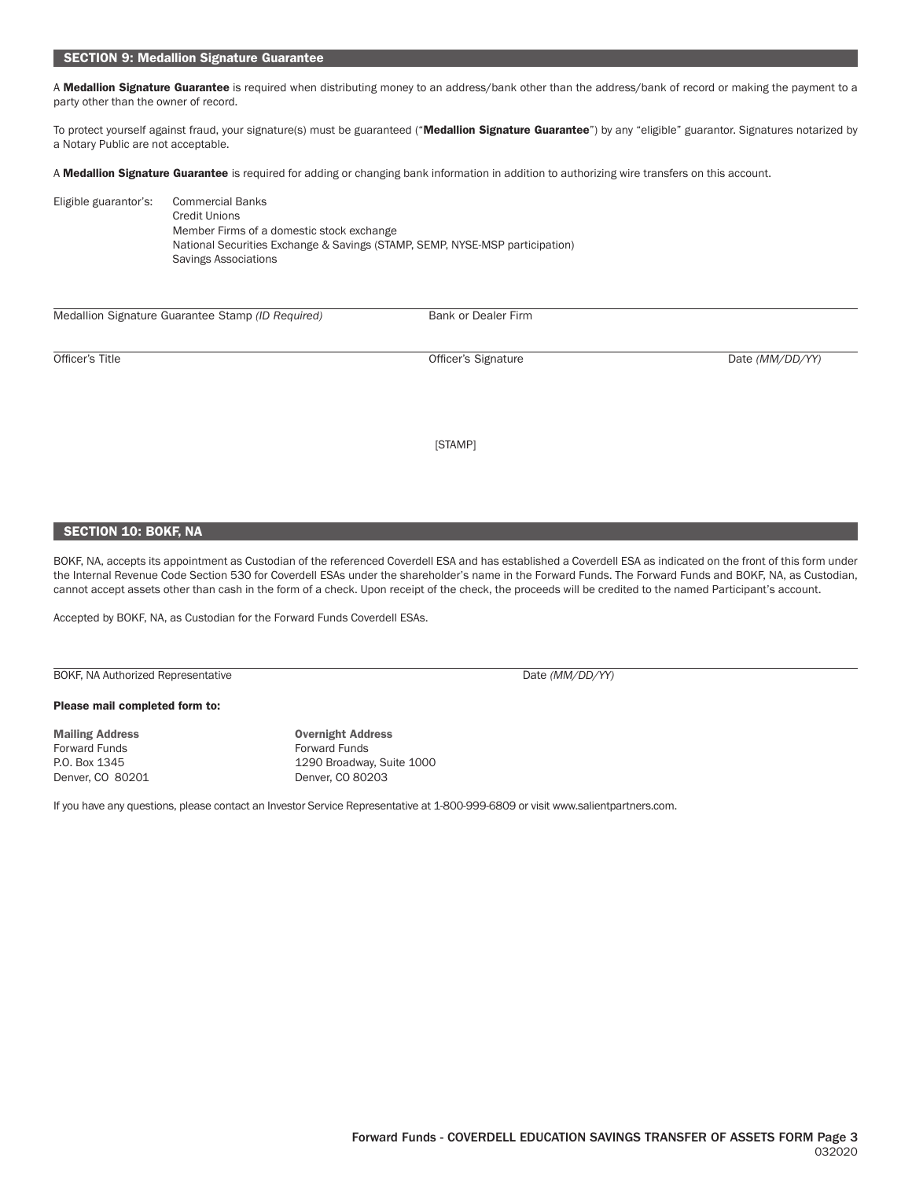## SECTION 9: Medallion Signature Guarantee

A **Medallion Signature Guarantee** is required when distributing money to an address/bank other than the address/bank of record or making the payment to a party other than the owner of record.

To protect yourself against fraud, your signature(s) must be guaranteed ("**Medallion Signature Guarantee**") by any "eligible" guarantor. Signatures notarized by a Notary Public are not acceptable.

A **Medallion Signature Guarantee** is required for adding or changing bank information in addition to authorizing wire transfers on this account.

Eligible guarantor's:
- Commercial Banks
- Credit Unions
- Member Firms of a domestic stock exchange
- National Securities Exchange & Savings (STAMP, SEMP, NYSE-MSP participation)
- Savings Associations

Medallion Signature Guarantee Stamp *(ID Required)* ______________________ Bank or Dealer Firm ______________________

Officer's Title ______________________ Officer's Signature ______________________ Date *(MM/DD/YY)* ______________________

[STAMP]

## SECTION 10: BOKF, NA

BOKF, NA, accepts its appointment as Custodian of the referenced Coverdell ESA and has established a Coverdell ESA as indicated on the front of this form under the Internal Revenue Code Section 530 for Coverdell ESAs under the shareholder's name in the Forward Funds. The Forward Funds and BOKF, NA, as Custodian, cannot accept assets other than cash in the form of a check. Upon receipt of the check, the proceeds will be credited to the named Participant's account.

Accepted by BOKF, NA, as Custodian for the Forward Funds Coverdell ESAs.

BOKF, NA Authorized Representative ______________________ Date *(MM/DD/YY)* ______________________

**Please mail completed form to:**

**Mailing Address**
Forward Funds
P.O. Box 1345
Denver, CO 80201

**Overnight Address**
Forward Funds
1290 Broadway, Suite 1000
Denver, CO 80203

If you have any questions, please contact an Investor Service Representative at 1-800-999-6809 or visit www.salientpartners.com.